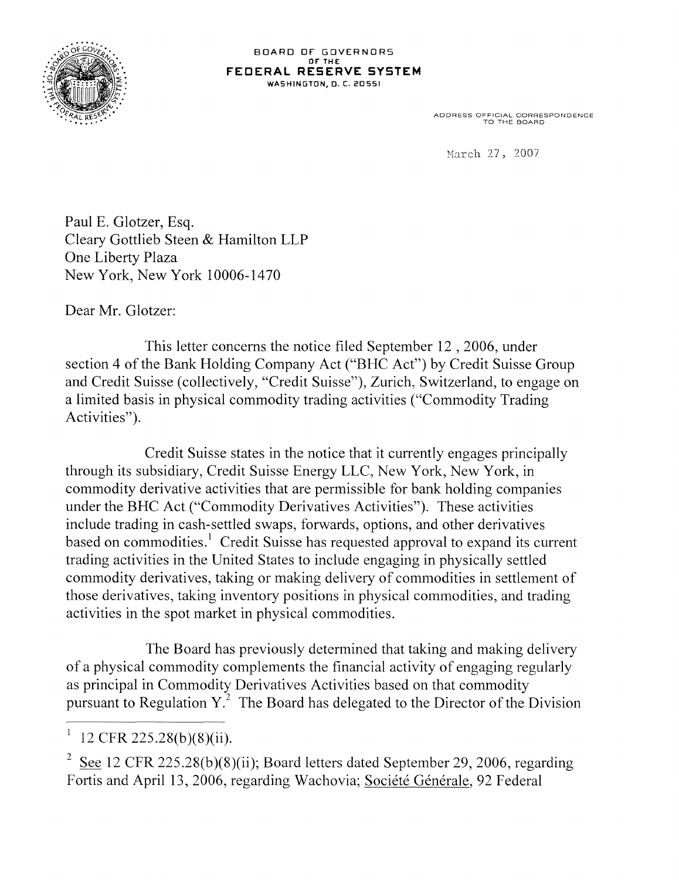BOARD OF GOVERNORS
OF THE
**FEDERAL RESERVE SYSTEM**
WASHINGTON, D. C. 20551

ADDRESS OFFICIAL CORRESPONDENCE
TO THE BOARD

March 27, 2007

Paul E. Glotzer, Esq.
Cleary Gottlieb Steen & Hamilton LLP
One Liberty Plaza
New York, New York 10006-1470

Dear Mr. Glotzer:

This letter concerns the notice filed September 12 , 2006, under section 4 of the Bank Holding Company Act ("BHC Act") by Credit Suisse Group and Credit Suisse (collectively, "Credit Suisse"), Zurich, Switzerland, to engage on a limited basis in physical commodity trading activities ("Commodity Trading Activities").

Credit Suisse states in the notice that it currently engages principally through its subsidiary, Credit Suisse Energy LLC, New York, New York, in commodity derivative activities that are permissible for bank holding companies under the BHC Act ("Commodity Derivatives Activities"). These activities include trading in cash-settled swaps, forwards, options, and other derivatives based on commodities.[1] Credit Suisse has requested approval to expand its current trading activities in the United States to include engaging in physically settled commodity derivatives, taking or making delivery of commodities in settlement of those derivatives, taking inventory positions in physical commodities, and trading activities in the spot market in physical commodities.

The Board has previously determined that taking and making delivery of a physical commodity complements the financial activity of engaging regularly as principal in Commodity Derivatives Activities based on that commodity pursuant to Regulation Y.[2] The Board has delegated to the Director of the Division

---

[1] 12 CFR 225.28(b)(8)(ii).

[2] See 12 CFR 225.28(b)(8)(ii); Board letters dated September 29, 2006, regarding Fortis and April 13, 2006, regarding Wachovia; Société Générale, 92 Federal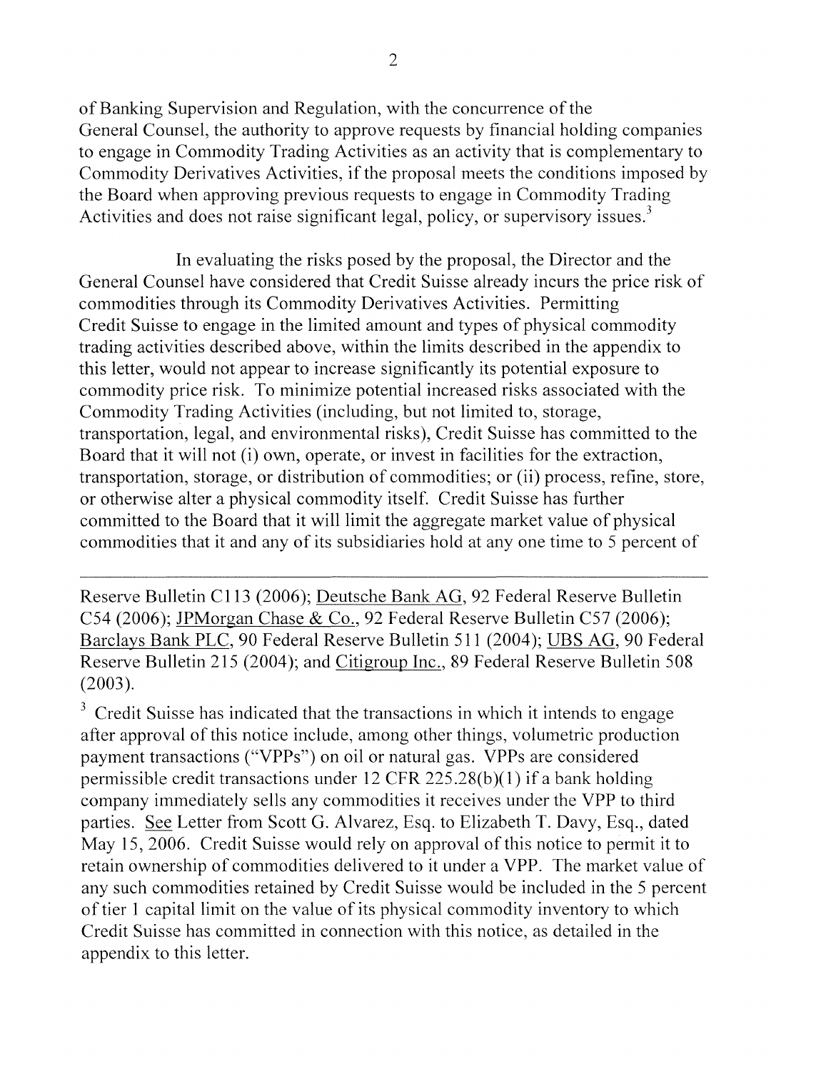of Banking Supervision and Regulation, with the concurrence of the General Counsel, the authority to approve requests by financial holding companies to engage in Commodity Trading Activities as an activity that is complementary to Commodity Derivatives Activities, if the proposal meets the conditions imposed by the Board when approving previous requests to engage in Commodity Trading Activities and does not raise significant legal, policy, or supervisory issues.[3]

In evaluating the risks posed by the proposal, the Director and the General Counsel have considered that Credit Suisse already incurs the price risk of commodities through its Commodity Derivatives Activities. Permitting Credit Suisse to engage in the limited amount and types of physical commodity trading activities described above, within the limits described in the appendix to this letter, would not appear to increase significantly its potential exposure to commodity price risk. To minimize potential increased risks associated with the Commodity Trading Activities (including, but not limited to, storage, transportation, legal, and environmental risks), Credit Suisse has committed to the Board that it will not (i) own, operate, or invest in facilities for the extraction, transportation, storage, or distribution of commodities; or (ii) process, refine, store, or otherwise alter a physical commodity itself. Credit Suisse has further committed to the Board that it will limit the aggregate market value of physical commodities that it and any of its subsidiaries hold at any one time to 5 percent of

---

Reserve Bulletin C113 (2006); Deutsche Bank AG, 92 Federal Reserve Bulletin C54 (2006); JPMorgan Chase & Co., 92 Federal Reserve Bulletin C57 (2006); Barclays Bank PLC, 90 Federal Reserve Bulletin 511 (2004); UBS AG, 90 Federal Reserve Bulletin 215 (2004); and Citigroup Inc., 89 Federal Reserve Bulletin 508 (2003).

[3] Credit Suisse has indicated that the transactions in which it intends to engage after approval of this notice include, among other things, volumetric production payment transactions ("VPPs") on oil or natural gas. VPPs are considered permissible credit transactions under 12 CFR 225.28(b)(1) if a bank holding company immediately sells any commodities it receives under the VPP to third parties. See Letter from Scott G. Alvarez, Esq. to Elizabeth T. Davy, Esq., dated May 15, 2006. Credit Suisse would rely on approval of this notice to permit it to retain ownership of commodities delivered to it under a VPP. The market value of any such commodities retained by Credit Suisse would be included in the 5 percent of tier 1 capital limit on the value of its physical commodity inventory to which Credit Suisse has committed in connection with this notice, as detailed in the appendix to this letter.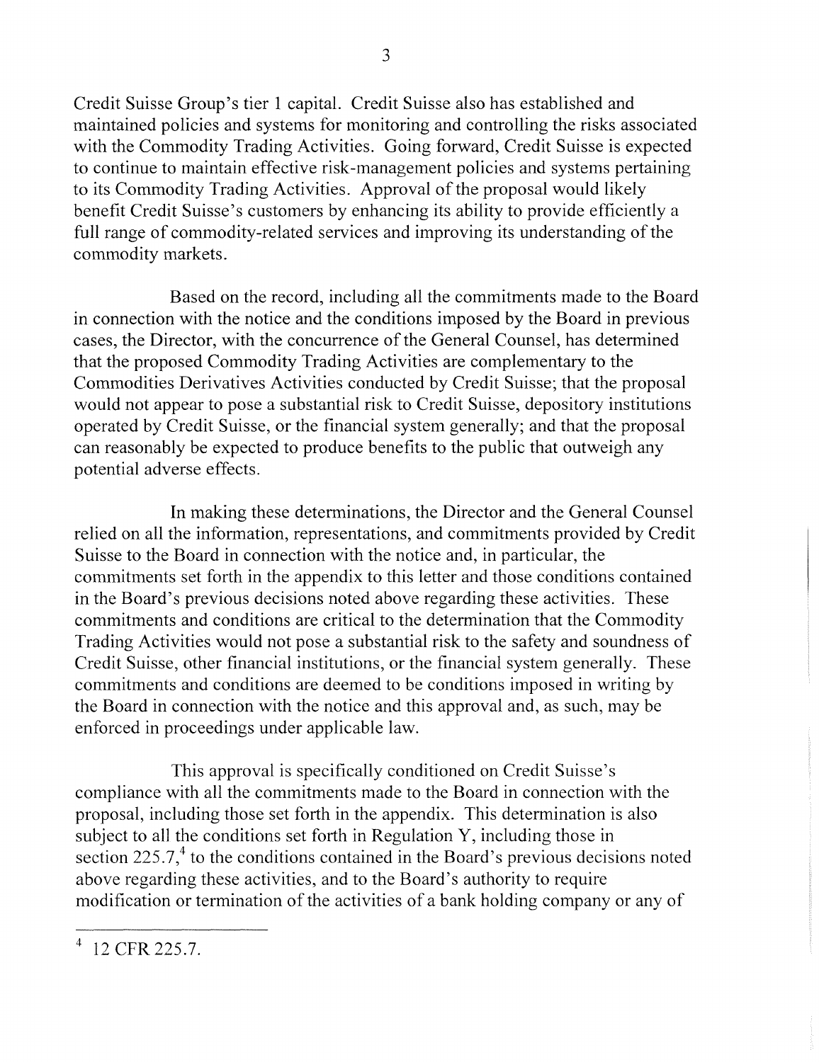Credit Suisse Group's tier 1 capital. Credit Suisse also has established and maintained policies and systems for monitoring and controlling the risks associated with the Commodity Trading Activities. Going forward, Credit Suisse is expected to continue to maintain effective risk-management policies and systems pertaining to its Commodity Trading Activities. Approval of the proposal would likely benefit Credit Suisse's customers by enhancing its ability to provide efficiently a full range of commodity-related services and improving its understanding of the commodity markets.

Based on the record, including all the commitments made to the Board in connection with the notice and the conditions imposed by the Board in previous cases, the Director, with the concurrence of the General Counsel, has determined that the proposed Commodity Trading Activities are complementary to the Commodities Derivatives Activities conducted by Credit Suisse; that the proposal would not appear to pose a substantial risk to Credit Suisse, depository institutions operated by Credit Suisse, or the financial system generally; and that the proposal can reasonably be expected to produce benefits to the public that outweigh any potential adverse effects.

In making these determinations, the Director and the General Counsel relied on all the information, representations, and commitments provided by Credit Suisse to the Board in connection with the notice and, in particular, the commitments set forth in the appendix to this letter and those conditions contained in the Board's previous decisions noted above regarding these activities. These commitments and conditions are critical to the determination that the Commodity Trading Activities would not pose a substantial risk to the safety and soundness of Credit Suisse, other financial institutions, or the financial system generally. These commitments and conditions are deemed to be conditions imposed in writing by the Board in connection with the notice and this approval and, as such, may be enforced in proceedings under applicable law.

This approval is specifically conditioned on Credit Suisse's compliance with all the commitments made to the Board in connection with the proposal, including those set forth in the appendix. This determination is also subject to all the conditions set forth in Regulation Y, including those in section 225.7,[4] to the conditions contained in the Board's previous decisions noted above regarding these activities, and to the Board's authority to require modification or termination of the activities of a bank holding company or any of

---

[4] 12 CFR 225.7.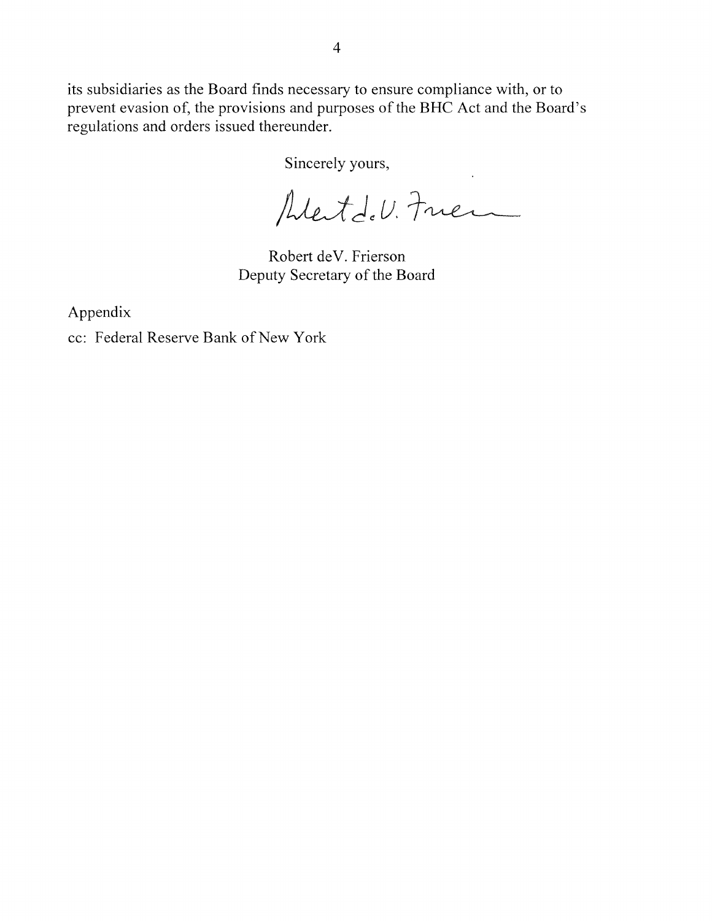its subsidiaries as the Board finds necessary to ensure compliance with, or to prevent evasion of, the provisions and purposes of the BHC Act and the Board's regulations and orders issued thereunder.

Sincerely yours,

Robert deV. Frierson
Deputy Secretary of the Board

Appendix

cc: Federal Reserve Bank of New York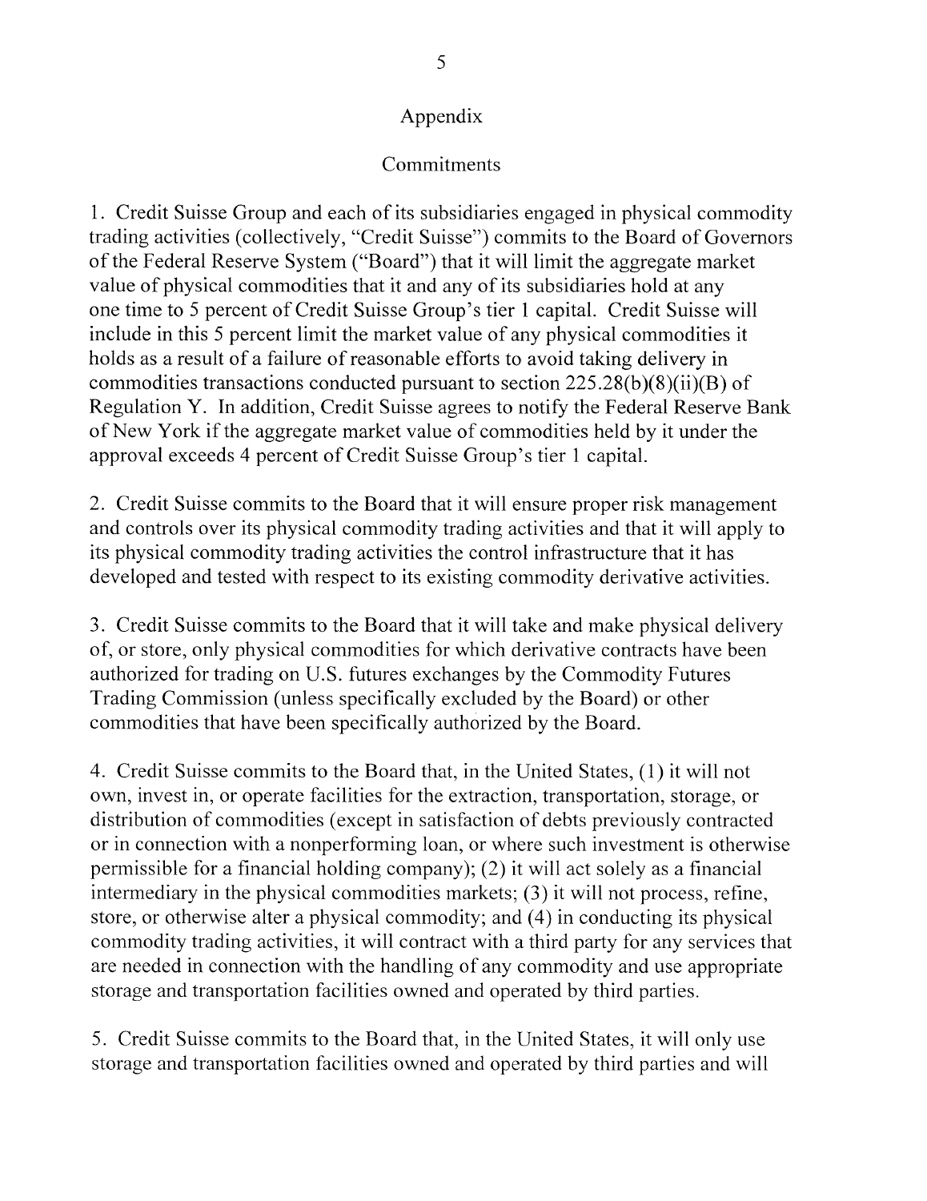## Appendix

### Commitments

1. Credit Suisse Group and each of its subsidiaries engaged in physical commodity trading activities (collectively, "Credit Suisse") commits to the Board of Governors of the Federal Reserve System ("Board") that it will limit the aggregate market value of physical commodities that it and any of its subsidiaries hold at any one time to 5 percent of Credit Suisse Group's tier 1 capital. Credit Suisse will include in this 5 percent limit the market value of any physical commodities it holds as a result of a failure of reasonable efforts to avoid taking delivery in commodities transactions conducted pursuant to section 225.28(b)(8)(ii)(B) of Regulation Y. In addition, Credit Suisse agrees to notify the Federal Reserve Bank of New York if the aggregate market value of commodities held by it under the approval exceeds 4 percent of Credit Suisse Group's tier 1 capital.

2. Credit Suisse commits to the Board that it will ensure proper risk management and controls over its physical commodity trading activities and that it will apply to its physical commodity trading activities the control infrastructure that it has developed and tested with respect to its existing commodity derivative activities.

3. Credit Suisse commits to the Board that it will take and make physical delivery of, or store, only physical commodities for which derivative contracts have been authorized for trading on U.S. futures exchanges by the Commodity Futures Trading Commission (unless specifically excluded by the Board) or other commodities that have been specifically authorized by the Board.

4. Credit Suisse commits to the Board that, in the United States, (1) it will not own, invest in, or operate facilities for the extraction, transportation, storage, or distribution of commodities (except in satisfaction of debts previously contracted or in connection with a nonperforming loan, or where such investment is otherwise permissible for a financial holding company); (2) it will act solely as a financial intermediary in the physical commodities markets; (3) it will not process, refine, store, or otherwise alter a physical commodity; and (4) in conducting its physical commodity trading activities, it will contract with a third party for any services that are needed in connection with the handling of any commodity and use appropriate storage and transportation facilities owned and operated by third parties.

5. Credit Suisse commits to the Board that, in the United States, it will only use storage and transportation facilities owned and operated by third parties and will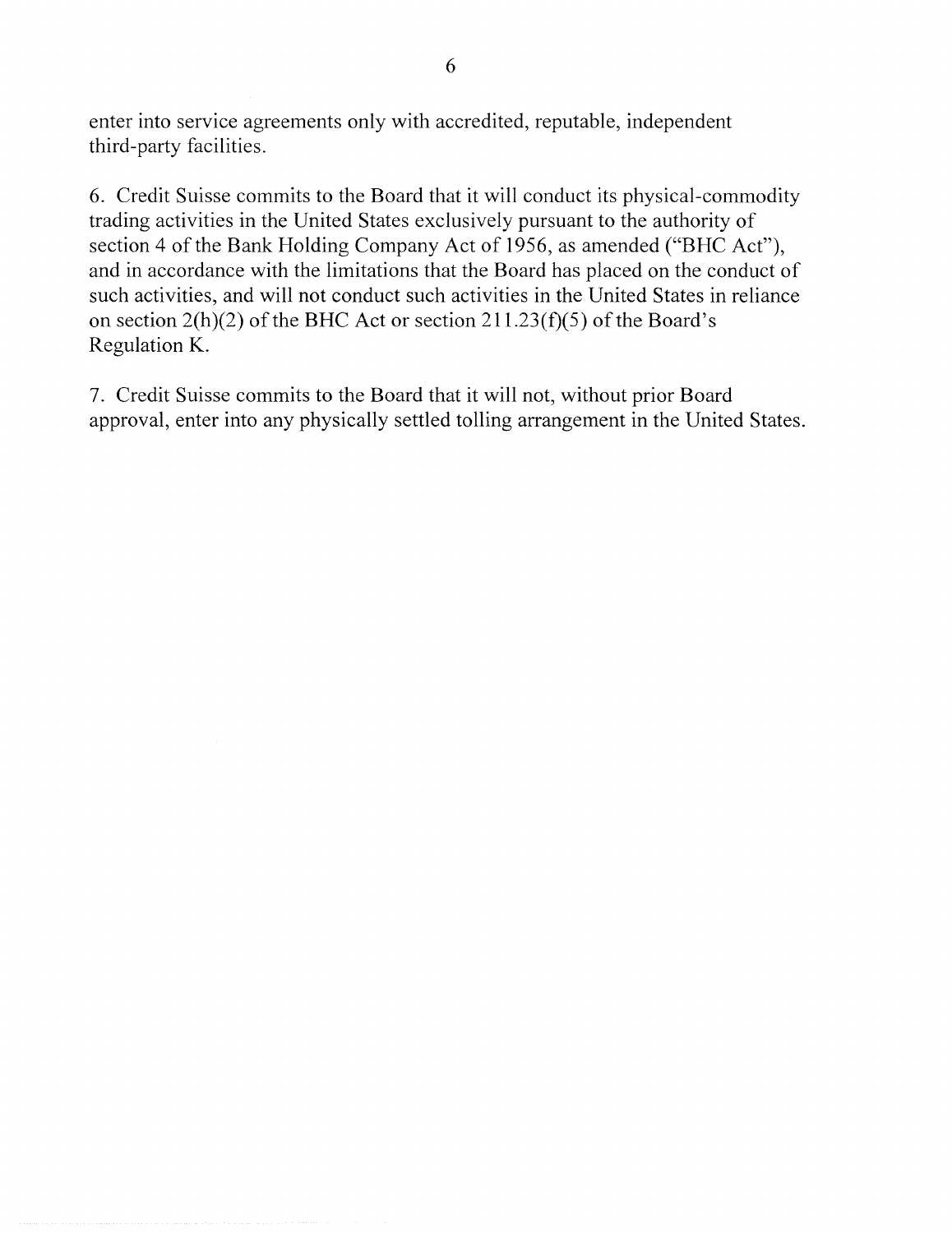enter into service agreements only with accredited, reputable, independent third-party facilities.

6. Credit Suisse commits to the Board that it will conduct its physical-commodity trading activities in the United States exclusively pursuant to the authority of section 4 of the Bank Holding Company Act of 1956, as amended ("BHC Act"), and in accordance with the limitations that the Board has placed on the conduct of such activities, and will not conduct such activities in the United States in reliance on section 2(h)(2) of the BHC Act or section 211.23(f)(5) of the Board's Regulation K.

7. Credit Suisse commits to the Board that it will not, without prior Board approval, enter into any physically settled tolling arrangement in the United States.